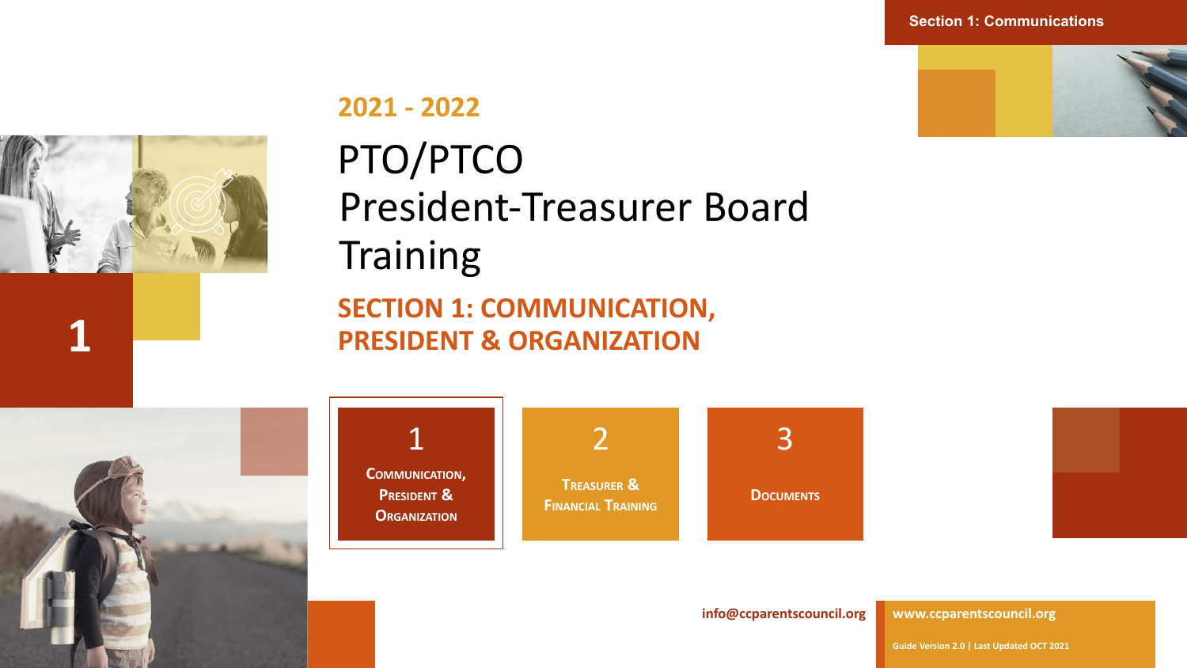2021 - 2022

# PTO/PTCO President-Treasurer Board Training

## SECTION 1: COMMUNICATION, PRESIDENT & ORGANIZATION

1

**1**
COMMUNICATION, PRESIDENT & ORGANIZATION

**2**
TREASURER & FINANCIAL TRAINING

**3**
DOCUMENTS

info@ccparentscouncil.org

www.ccparentscouncil.org

Guide Version 2.0 | Last Updated OCT 2021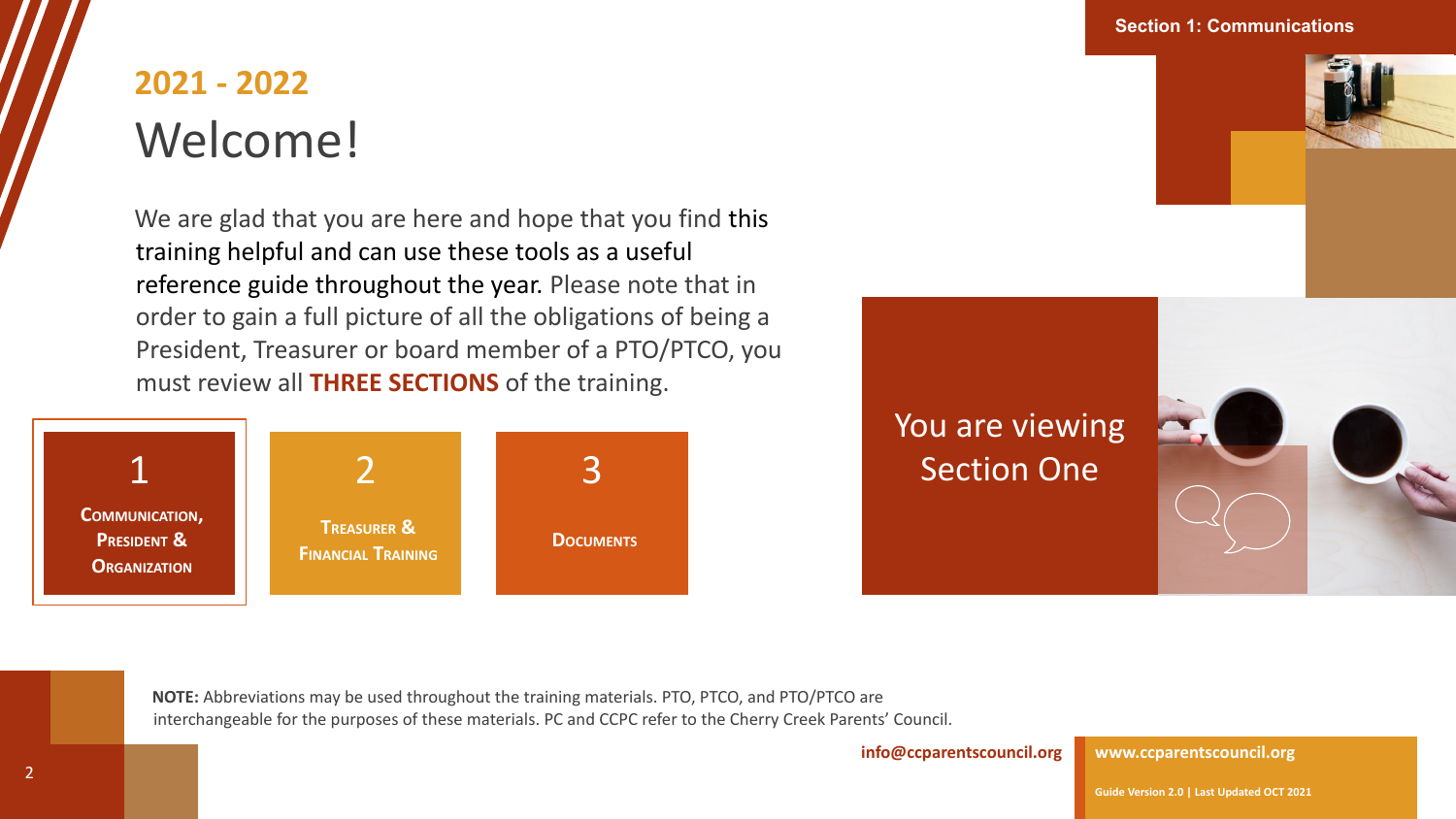## 2021 - 2022

# Welcome!

We are glad that you are here and hope that you find this training helpful and can use these tools as a useful reference guide throughout the year. Please note that in order to gain a full picture of all the obligations of being a President, Treasurer or board member of a PTO/PTCO, you must review all **THREE SECTIONS** of the training.

**1** — **Communication, President & Organization**

**2** — **Treasurer & Financial Training**

**3** — **Documents**

You are viewing Section One

**NOTE:** Abbreviations may be used throughout the training materials. PTO, PTCO, and PTO/PTCO are interchangeable for the purposes of these materials. PC and CCPC refer to the Cherry Creek Parents' Council.

info@ccparentscouncil.org

www.ccparentscouncil.org

Guide Version 2.0 | Last Updated OCT 2021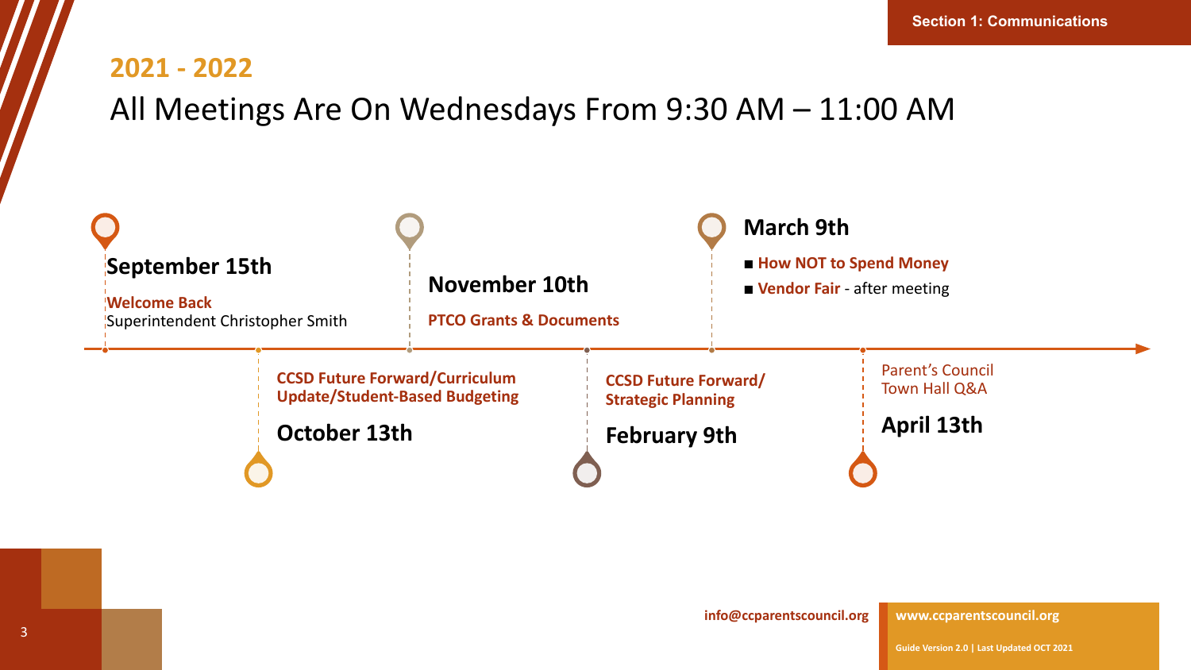## 2021 - 2022

# All Meetings Are On Wednesdays From 9:30 AM – 11:00 AM

**September 15th**

**Welcome Back**
Superintendent Christopher Smith

**October 13th**

**CCSD Future Forward/Curriculum Update/Student-Based Budgeting**

**November 10th**

**PTCO Grants & Documents**

**February 9th**

**CCSD Future Forward/ Strategic Planning**

**March 9th**

- **How NOT to Spend Money**
- **Vendor Fair** - after meeting

**April 13th**

Parent's Council Town Hall Q&A

info@ccparentscouncil.org

**www.ccparentscouncil.org**

**Guide Version 2.0 | Last Updated OCT 2021**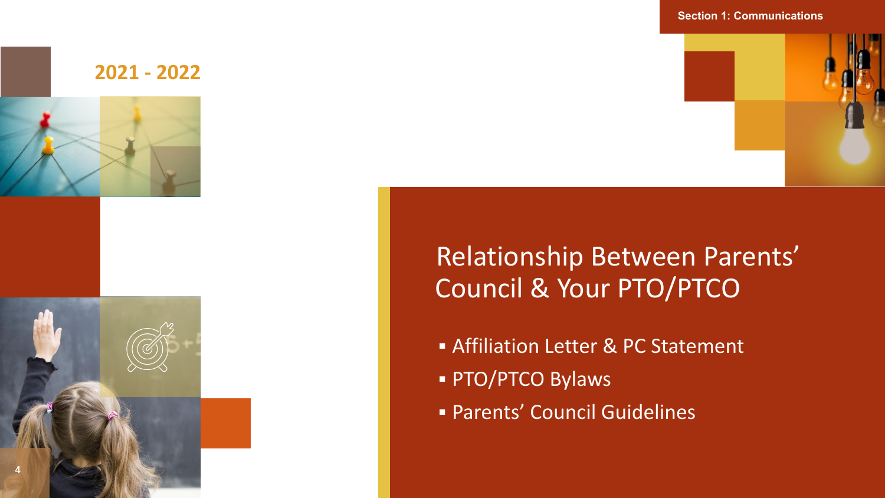Section 1: Communications

2021 - 2022

# Relationship Between Parents' Council & Your PTO/PTCO

- Affiliation Letter & PC Statement
- PTO/PTCO Bylaws
- Parents' Council Guidelines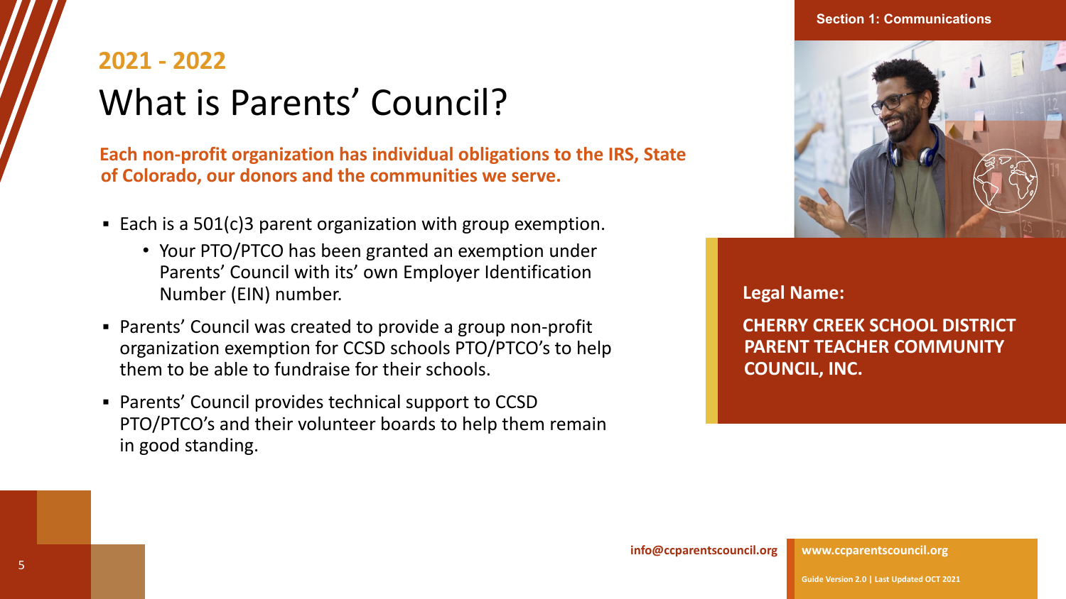## 2021 - 2022

# What is Parents' Council?

**Each non-profit organization has individual obligations to the IRS, State of Colorado, our donors and the communities we serve.**

- Each is a 501(c)3 parent organization with group exemption.
  - Your PTO/PTCO has been granted an exemption under Parents' Council with its' own Employer Identification Number (EIN) number.
- Parents' Council was created to provide a group non-profit organization exemption for CCSD schools PTO/PTCO's to help them to be able to fundraise for their schools.
- Parents' Council provides technical support to CCSD PTO/PTCO's and their volunteer boards to help them remain in good standing.

**Legal Name:**

**CHERRY CREEK SCHOOL DISTRICT PARENT TEACHER COMMUNITY COUNCIL, INC.**

**info@ccparentscouncil.org** **www.ccparentscouncil.org**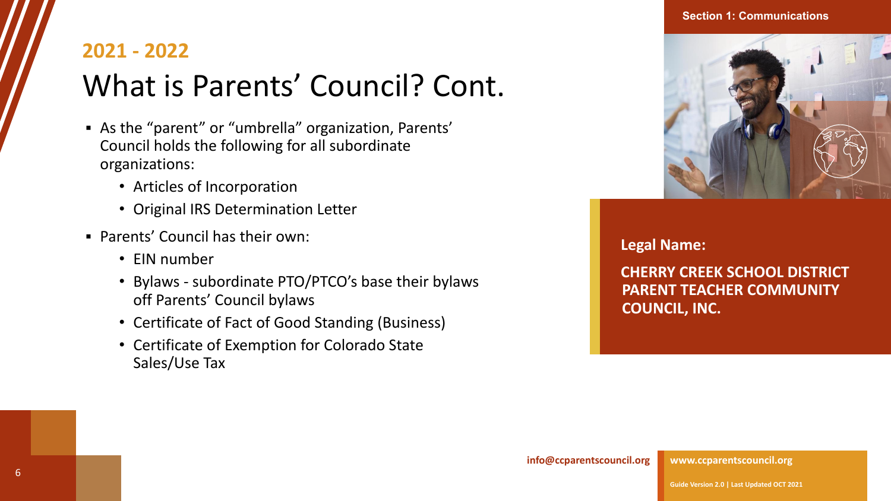**2021 - 2022**

# What is Parents' Council? Cont.

- As the "parent" or "umbrella" organization, Parents' Council holds the following for all subordinate organizations:
  - Articles of Incorporation
  - Original IRS Determination Letter
- Parents' Council has their own:
  - EIN number
  - Bylaws - subordinate PTO/PTCO's base their bylaws off Parents' Council bylaws
  - Certificate of Fact of Good Standing (Business)
  - Certificate of Exemption for Colorado State Sales/Use Tax

**Legal Name:**

**CHERRY CREEK SCHOOL DISTRICT PARENT TEACHER COMMUNITY COUNCIL, INC.**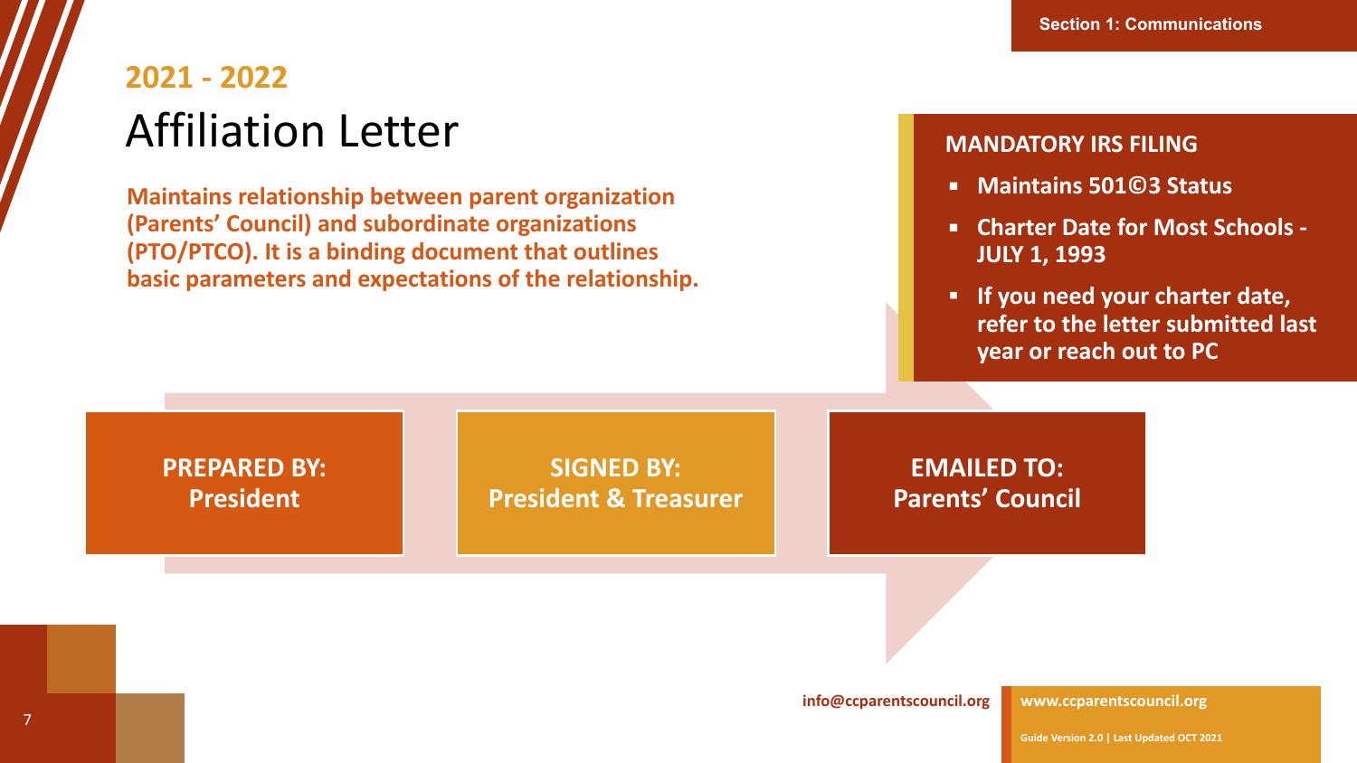## 2021 - 2022

# Affiliation Letter

**Maintains relationship between parent organization (Parents' Council) and subordinate organizations (PTO/PTCO). It is a binding document that outlines basic parameters and expectations of the relationship.**

### MANDATORY IRS FILING

- **Maintains 501©3 Status**
- **Charter Date for Most Schools - JULY 1, 1993**
- **If you need your charter date, refer to the letter submitted last year or reach out to PC**

**PREPARED BY:**
**President**

**SIGNED BY:**
**President & Treasurer**

**EMAILED TO:**
**Parents' Council**

info@ccparentscouncil.org

www.ccparentscouncil.org

Guide Version 2.0 | Last Updated OCT 2021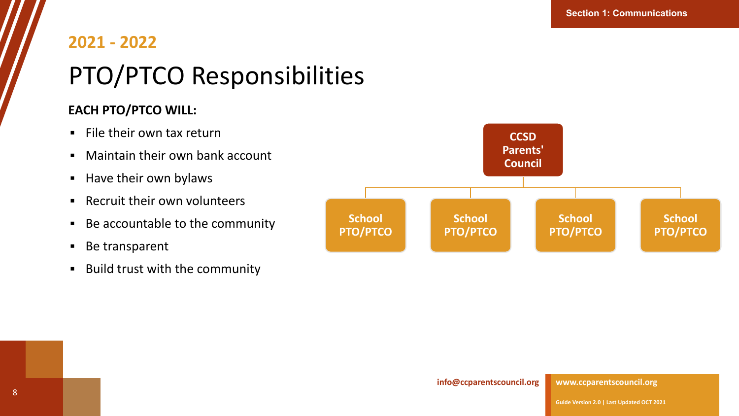## 2021 - 2022

# PTO/PTCO Responsibilities

**EACH PTO/PTCO WILL:**

- File their own tax return
- Maintain their own bank account
- Have their own bylaws
- Recruit their own volunteers
- Be accountable to the community
- Be transparent
- Build trust with the community

**CCSD Parents' Council**

- School PTO/PTCO
- School PTO/PTCO
- School PTO/PTCO
- School PTO/PTCO

info@ccparentscouncil.org

www.ccparentscouncil.org

Guide Version 2.0 | Last Updated OCT 2021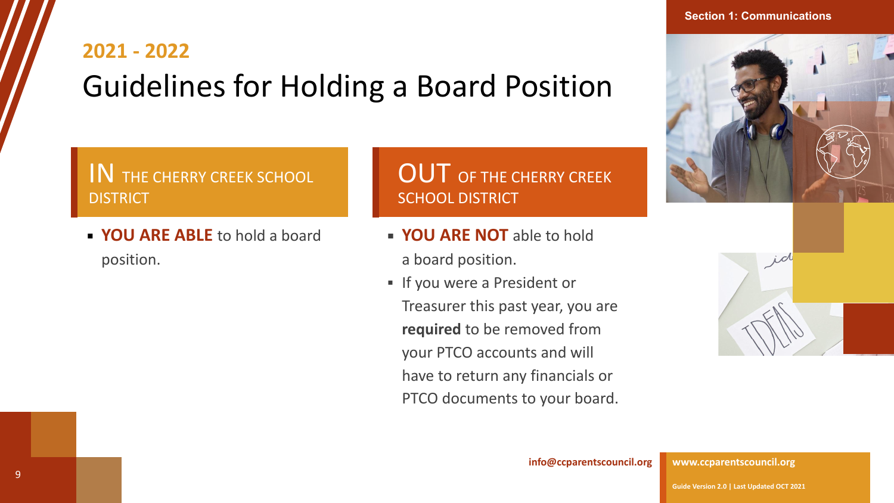## 2021 - 2022

# Guidelines for Holding a Board Position

### IN THE CHERRY CREEK SCHOOL DISTRICT

- **YOU ARE ABLE** to hold a board position.

### OUT OF THE CHERRY CREEK SCHOOL DISTRICT

- **YOU ARE NOT** able to hold a board position.
- If you were a President or Treasurer this past year, you are **required** to be removed from your PTCO accounts and will have to return any financials or PTCO documents to your board.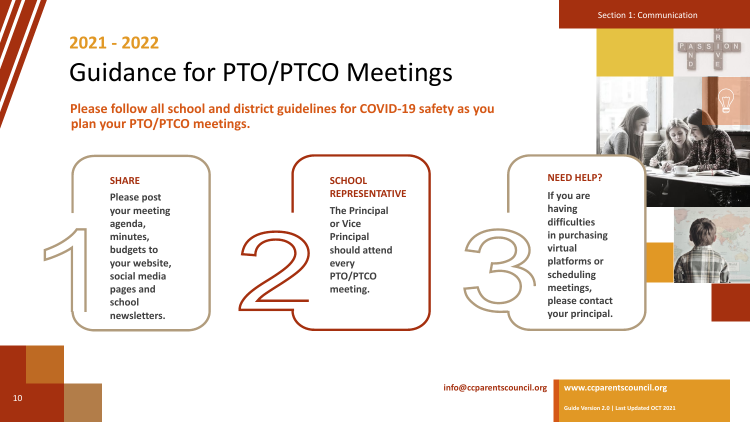## 2021 - 2022

# Guidance for PTO/PTCO Meetings

**Please follow all school and district guidelines for COVID-19 safety as you plan your PTO/PTCO meetings.**

1. **SHARE**

   **Please post your meeting agenda, minutes, budgets to your website, social media pages and school newsletters.**

2. **SCHOOL REPRESENTATIVE**

   **The Principal or Vice Principal should attend every PTO/PTCO meeting.**

3. **NEED HELP?**

   **If you are having difficulties in purchasing virtual platforms or scheduling meetings, please contact your principal.**

**info@ccparentscouncil.org** **www.ccparentscouncil.org**

Guide Version 2.0 | Last Updated OCT 2021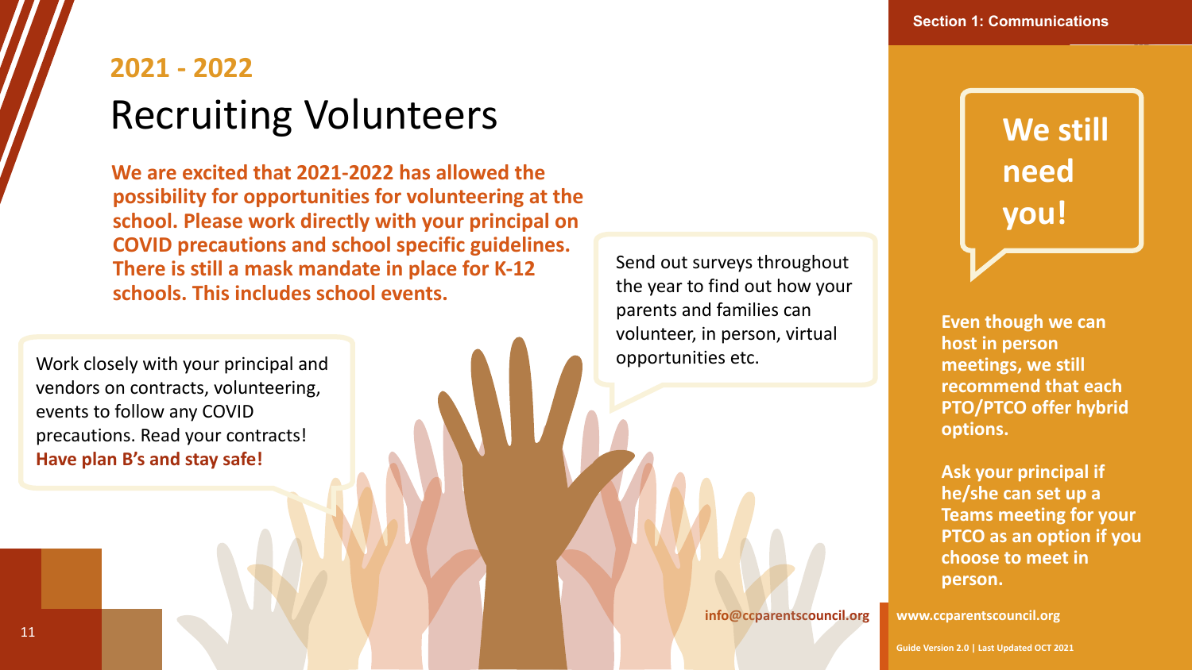## 2021 - 2022

# Recruiting Volunteers

**We are excited that 2021-2022 has allowed the possibility for opportunities for volunteering at the school. Please work directly with your principal on COVID precautions and school specific guidelines. There is still a mask mandate in place for K-12 schools. This includes school events.**

Send out surveys throughout the year to find out how your parents and families can volunteer, in person, virtual opportunities etc.

Work closely with your principal and vendors on contracts, volunteering, events to follow any COVID precautions. Read your contracts! **Have plan B's and stay safe!**

## We still need you!

**Even though we can host in person meetings, we still recommend that each PTO/PTCO offer hybrid options.**

**Ask your principal if he/she can set up a Teams meeting for your PTCO as an option if you choose to meet in person.**

**info@ccparentscouncil.org**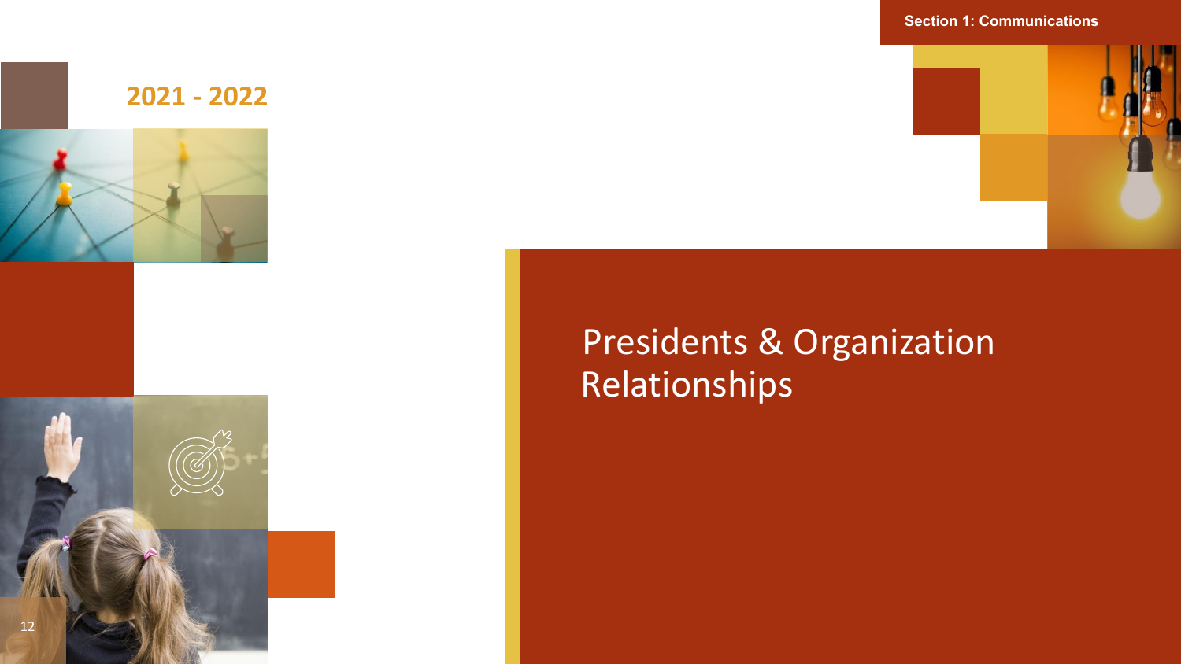2021 - 2022

# Presidents & Organization Relationships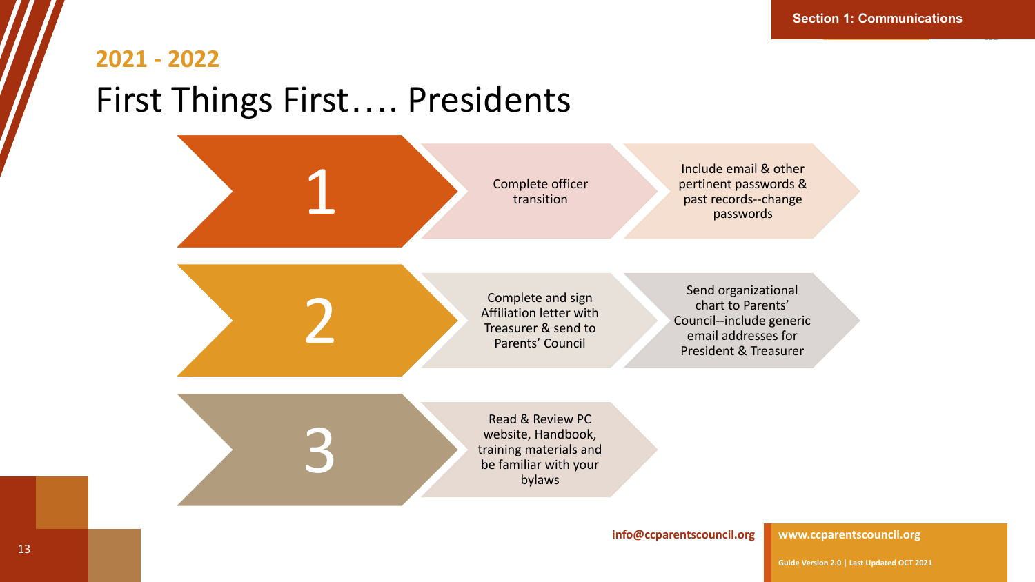## 2021 - 2022

# First Things First…. Presidents

1. Complete officer transition
   - Include email & other pertinent passwords & past records--change passwords
2. Complete and sign Affiliation letter with Treasurer & send to Parents' Council
   - Send organizational chart to Parents' Council--include generic email addresses for President & Treasurer
3. Read & Review PC website, Handbook, training materials and be familiar with your bylaws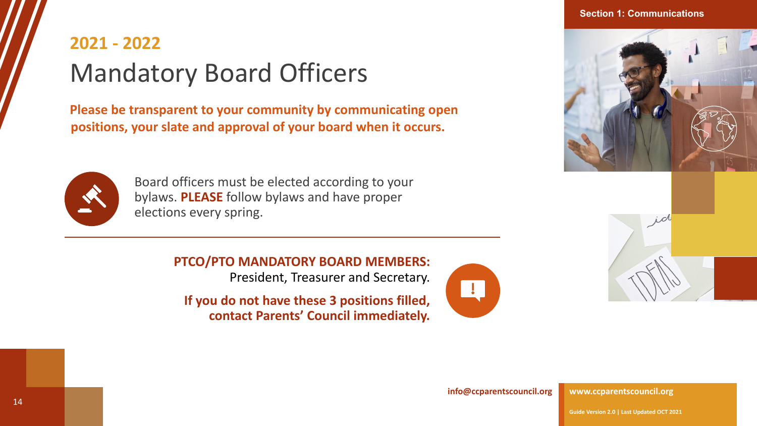Section 1: Communications

## 2021 - 2022

# Mandatory Board Officers

**Please be transparent to your community by communicating open positions, your slate and approval of your board when it occurs.**

Board officers must be elected according to your bylaws. **PLEASE** follow bylaws and have proper elections every spring.

**PTCO/PTO MANDATORY BOARD MEMBERS:**
President, Treasurer and Secretary.

**If you do not have these 3 positions filled, contact Parents' Council immediately.**

info@ccparentscouncil.org

www.ccparentscouncil.org

Guide Version 2.0 | Last Updated OCT 2021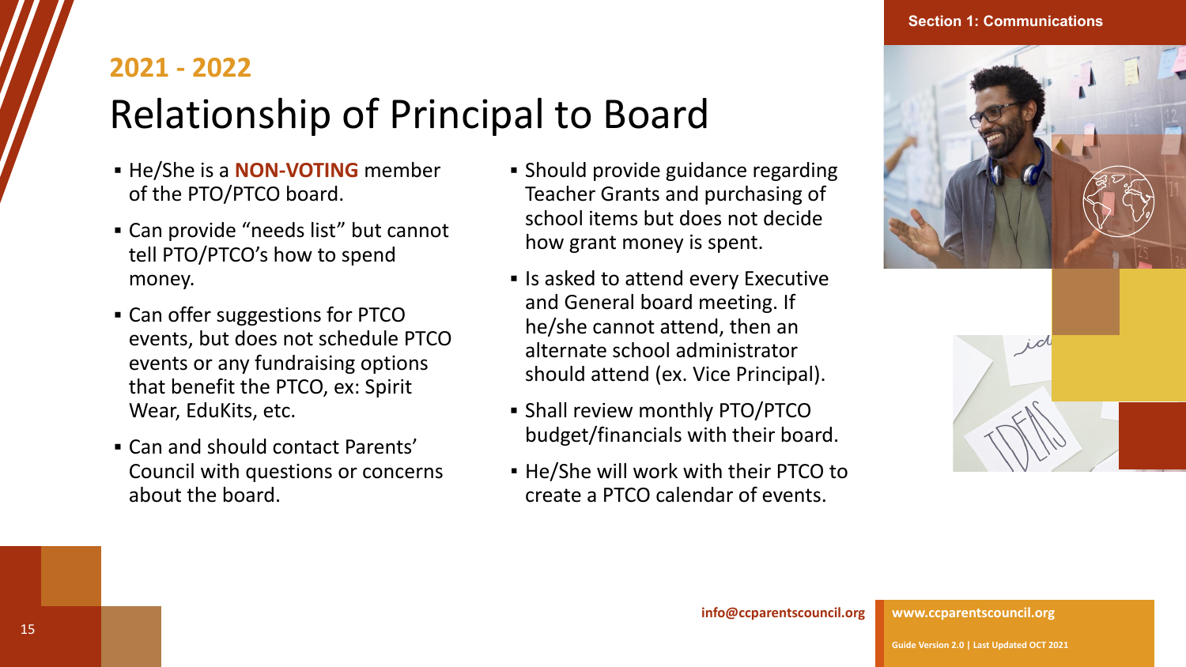## 2021 - 2022

# Relationship of Principal to Board

- He/She is a **NON-VOTING** member of the PTO/PTCO board.
- Can provide "needs list" but cannot tell PTO/PTCO's how to spend money.
- Can offer suggestions for PTCO events, but does not schedule PTCO events or any fundraising options that benefit the PTCO, ex: Spirit Wear, EduKits, etc.
- Can and should contact Parents' Council with questions or concerns about the board.
- Should provide guidance regarding Teacher Grants and purchasing of school items but does not decide how grant money is spent.
- Is asked to attend every Executive and General board meeting. If he/she cannot attend, then an alternate school administrator should attend (ex. Vice Principal).
- Shall review monthly PTO/PTCO budget/financials with their board.
- He/She will work with their PTCO to create a PTCO calendar of events.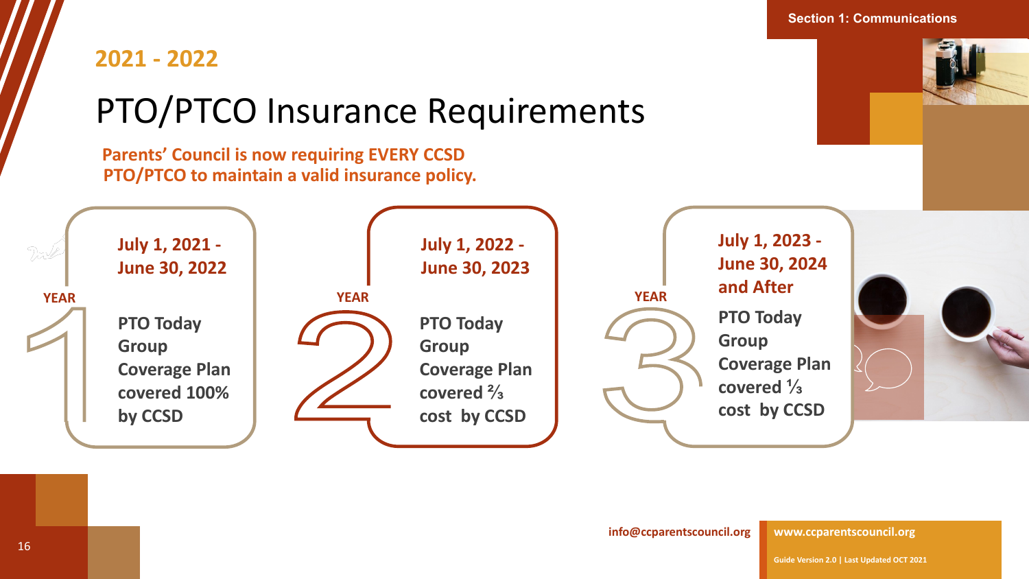## 2021 - 2022

# PTO/PTCO Insurance Requirements

**Parents' Council is now requiring EVERY CCSD PTO/PTCO to maintain a valid insurance policy.**

**YEAR 1**

**July 1, 2021 - June 30, 2022**

**PTO Today Group Coverage Plan covered 100% by CCSD**

**YEAR 2**

**July 1, 2022 - June 30, 2023**

**PTO Today Group Coverage Plan covered ⅔ cost by CCSD**

**YEAR 3**

**July 1, 2023 - June 30, 2024 and After**

**PTO Today Group Coverage Plan covered ⅓ cost by CCSD**

info@ccparentscouncil.org

www.ccparentscouncil.org

Guide Version 2.0 | Last Updated OCT 2021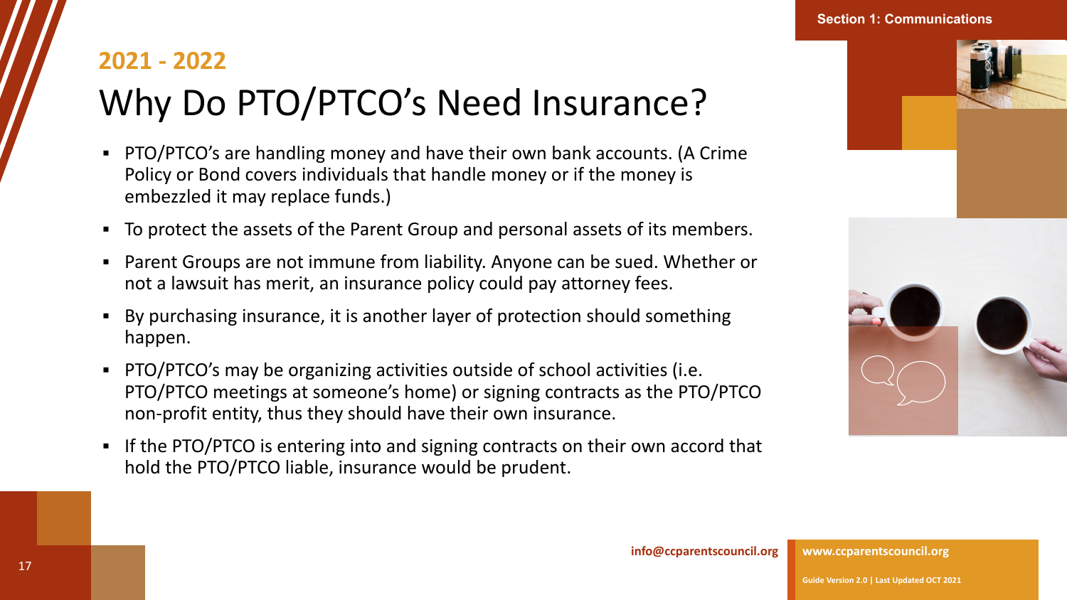## 2021 - 2022

# Why Do PTO/PTCO's Need Insurance?

- PTO/PTCO's are handling money and have their own bank accounts. (A Crime Policy or Bond covers individuals that handle money or if the money is embezzled it may replace funds.)
- To protect the assets of the Parent Group and personal assets of its members.
- Parent Groups are not immune from liability. Anyone can be sued. Whether or not a lawsuit has merit, an insurance policy could pay attorney fees.
- By purchasing insurance, it is another layer of protection should something happen.
- PTO/PTCO's may be organizing activities outside of school activities (i.e. PTO/PTCO meetings at someone's home) or signing contracts as the PTO/PTCO non-profit entity, thus they should have their own insurance.
- If the PTO/PTCO is entering into and signing contracts on their own accord that hold the PTO/PTCO liable, insurance would be prudent.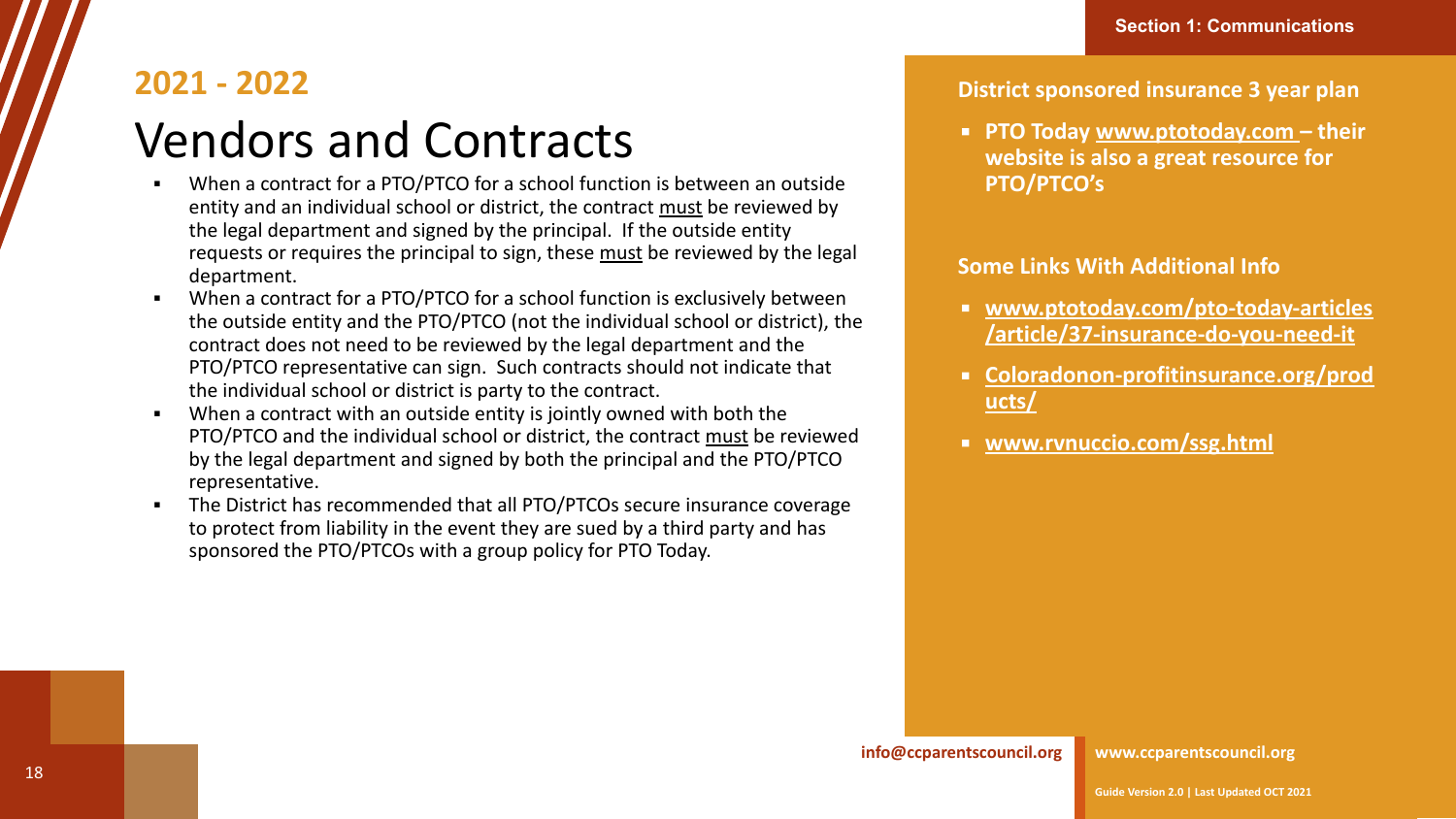**2021 - 2022**

# Vendors and Contracts

- When a contract for a PTO/PTCO for a school function is between an outside entity and an individual school or district, the contract must be reviewed by the legal department and signed by the principal. If the outside entity requests or requires the principal to sign, these must be reviewed by the legal department.
- When a contract for a PTO/PTCO for a school function is exclusively between the outside entity and the PTO/PTCO (not the individual school or district), the contract does not need to be reviewed by the legal department and the PTO/PTCO representative can sign. Such contracts should not indicate that the individual school or district is party to the contract.
- When a contract with an outside entity is jointly owned with both the PTO/PTCO and the individual school or district, the contract must be reviewed by the legal department and signed by both the principal and the PTO/PTCO representative.
- The District has recommended that all PTO/PTCOs secure insurance coverage to protect from liability in the event they are sued by a third party and has sponsored the PTO/PTCOs with a group policy for PTO Today.

**District sponsored insurance 3 year plan**

- **PTO Today www.ptotoday.com – their website is also a great resource for PTO/PTCO's**

**Some Links With Additional Info**

- **www.ptotoday.com/pto-today-articles/article/37-insurance-do-you-need-it**
- **Coloradonon-profitinsurance.org/products/**
- **www.rvnuccio.com/ssg.html**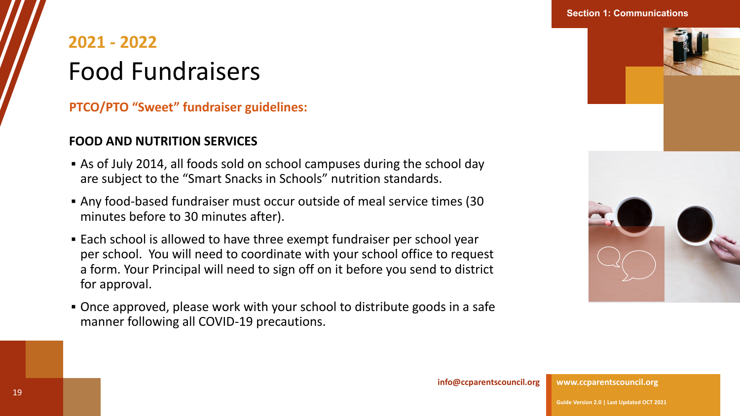## 2021 - 2022

# Food Fundraisers

### PTCO/PTO "Sweet" fundraiser guidelines:

**FOOD AND NUTRITION SERVICES**

- As of July 2014, all foods sold on school campuses during the school day are subject to the "Smart Snacks in Schools" nutrition standards.
- Any food-based fundraiser must occur outside of meal service times (30 minutes before to 30 minutes after).
- Each school is allowed to have three exempt fundraiser per school year per school. You will need to coordinate with your school office to request a form. Your Principal will need to sign off on it before you send to district for approval.
- Once approved, please work with your school to distribute goods in a safe manner following all COVID-19 precautions.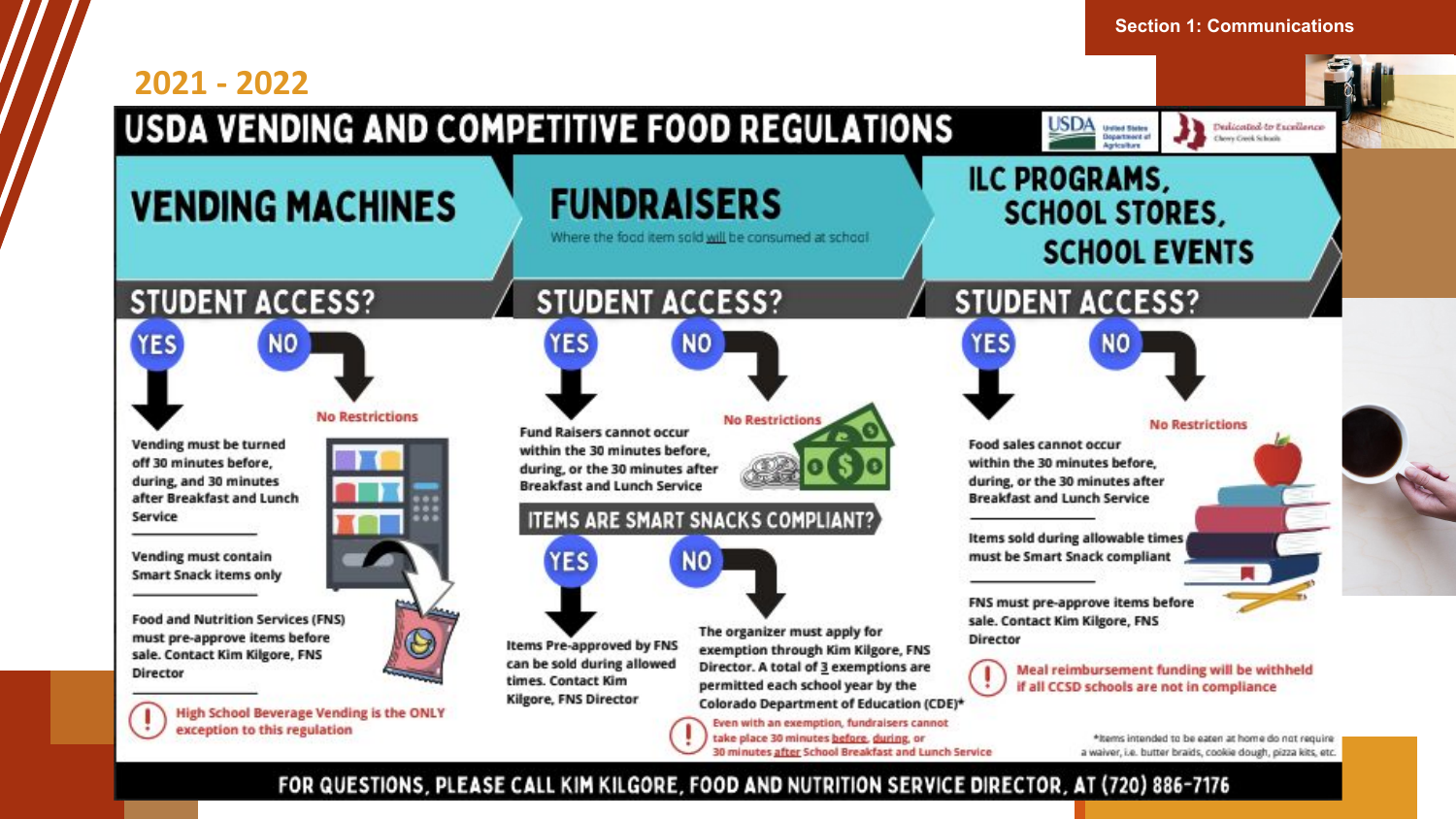# 2021 - 2022

## USDA VENDING AND COMPETITIVE FOOD REGULATIONS

### VENDING MACHINES

**STUDENT ACCESS?**

**YES**

- Vending must be turned off 30 minutes before, during, and 30 minutes after Breakfast and Lunch Service
- Vending must contain Smart Snack items only
- Food and Nutrition Services (FNS) must pre-approve items before sale. Contact Kim Kilgore, FNS Director

(!) High School Beverage Vending is the ONLY exception to this regulation

**NO** — No Restrictions

### FUNDRAISERS

Where the food item sold will be consumed at school

**STUDENT ACCESS?**

**YES**

Fund Raisers cannot occur within the 30 minutes before, during, or the 30 minutes after Breakfast and Lunch Service

**NO** — No Restrictions

**ITEMS ARE SMART SNACKS COMPLIANT?**

**YES**

Items Pre-approved by FNS can be sold during allowed times. Contact Kim Kilgore, FNS Director

**NO**

The organizer must apply for exemption through Kim Kilgore, FNS Director. A total of 3 exemptions are permitted each school year by the Colorado Department of Education (CDE)*

(!) Even with an exemption, fundraisers cannot take place 30 minutes before, during, or 30 minutes after School Breakfast and Lunch Service

### ILC PROGRAMS, SCHOOL STORES, SCHOOL EVENTS

**STUDENT ACCESS?**

**YES**

- Food sales cannot occur within the 30 minutes before, during, or the 30 minutes after Breakfast and Lunch Service
- Items sold during allowable times must be Smart Snack compliant
- FNS must pre-approve items before sale. Contact Kim Kilgore, FNS Director

(!) Meal reimbursement funding will be withheld if all CCSD schools are not in compliance

**NO** — No Restrictions

*Items intended to be eaten at home do not require a waiver, i.e. butter braids, cookie dough, pizza kits, etc.

**FOR QUESTIONS, PLEASE CALL KIM KILGORE, FOOD AND NUTRITION SERVICE DIRECTOR, AT (720) 886-7176**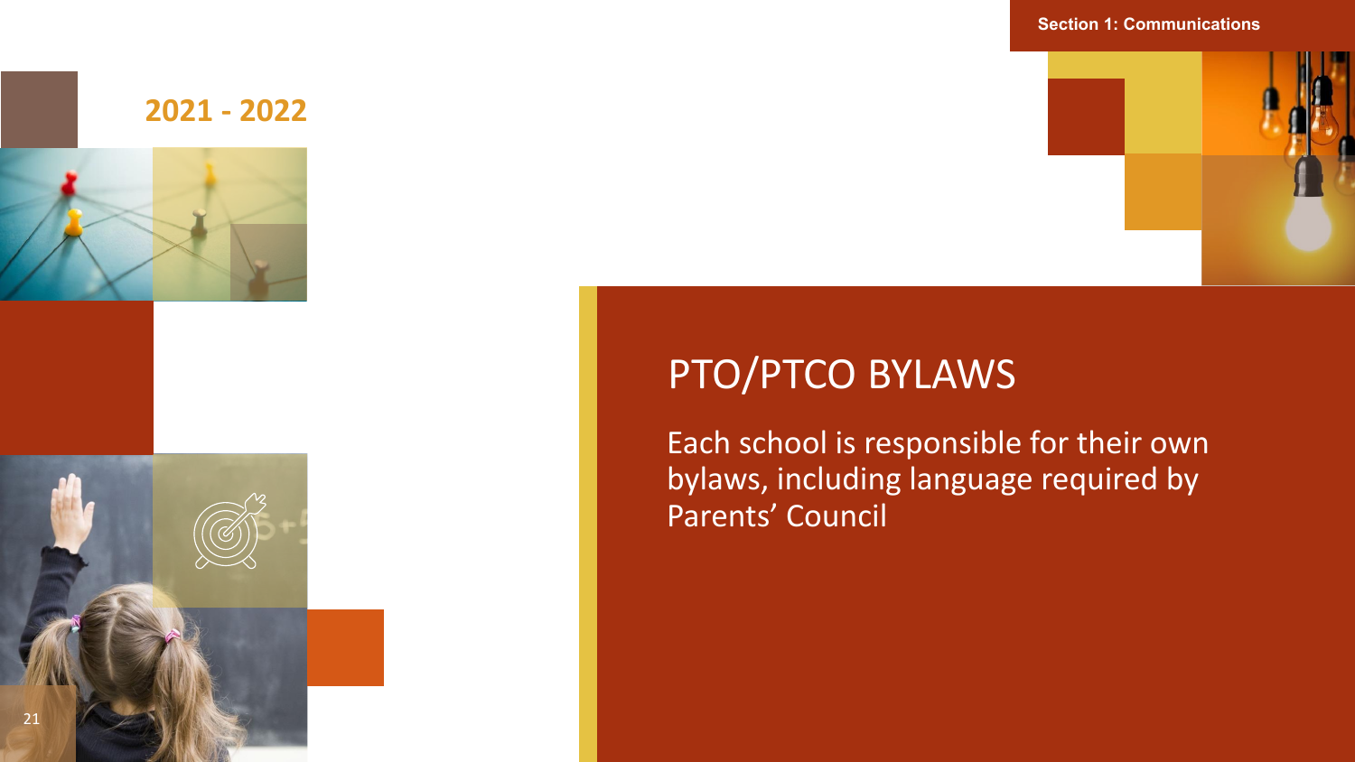Section 1: Communications

2021 - 2022

# PTO/PTCO BYLAWS

Each school is responsible for their own bylaws, including language required by Parents' Council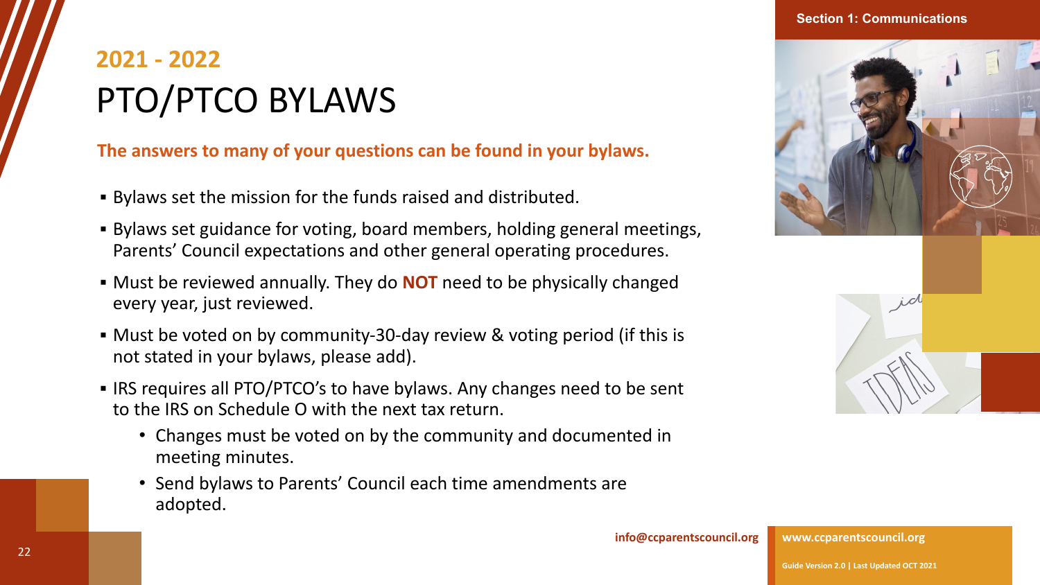## 2021 - 2022

# PTO/PTCO BYLAWS

**The answers to many of your questions can be found in your bylaws.**

- Bylaws set the mission for the funds raised and distributed.
- Bylaws set guidance for voting, board members, holding general meetings, Parents' Council expectations and other general operating procedures.
- Must be reviewed annually. They do **NOT** need to be physically changed every year, just reviewed.
- Must be voted on by community-30-day review & voting period (if this is not stated in your bylaws, please add).
- IRS requires all PTO/PTCO's to have bylaws. Any changes need to be sent to the IRS on Schedule O with the next tax return.
  - Changes must be voted on by the community and documented in meeting minutes.
  - Send bylaws to Parents' Council each time amendments are adopted.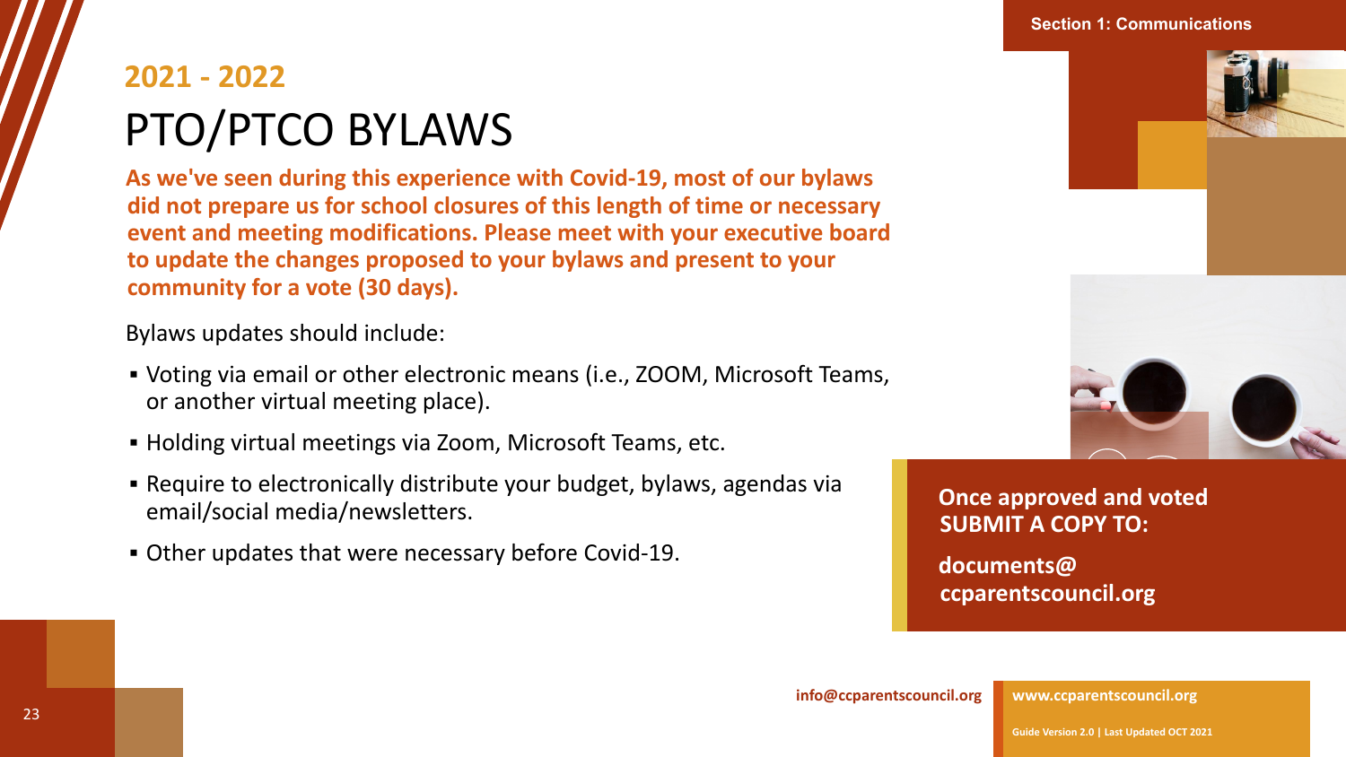## 2021 - 2022

# PTO/PTCO BYLAWS

**As we've seen during this experience with Covid-19, most of our bylaws did not prepare us for school closures of this length of time or necessary event and meeting modifications. Please meet with your executive board to update the changes proposed to your bylaws and present to your community for a vote (30 days).**

Bylaws updates should include:

- Voting via email or other electronic means (i.e., ZOOM, Microsoft Teams, or another virtual meeting place).
- Holding virtual meetings via Zoom, Microsoft Teams, etc.
- Require to electronically distribute your budget, bylaws, agendas via email/social media/newsletters.
- Other updates that were necessary before Covid-19.

**Once approved and voted SUBMIT A COPY TO:**

**documents@ccparentscouncil.org**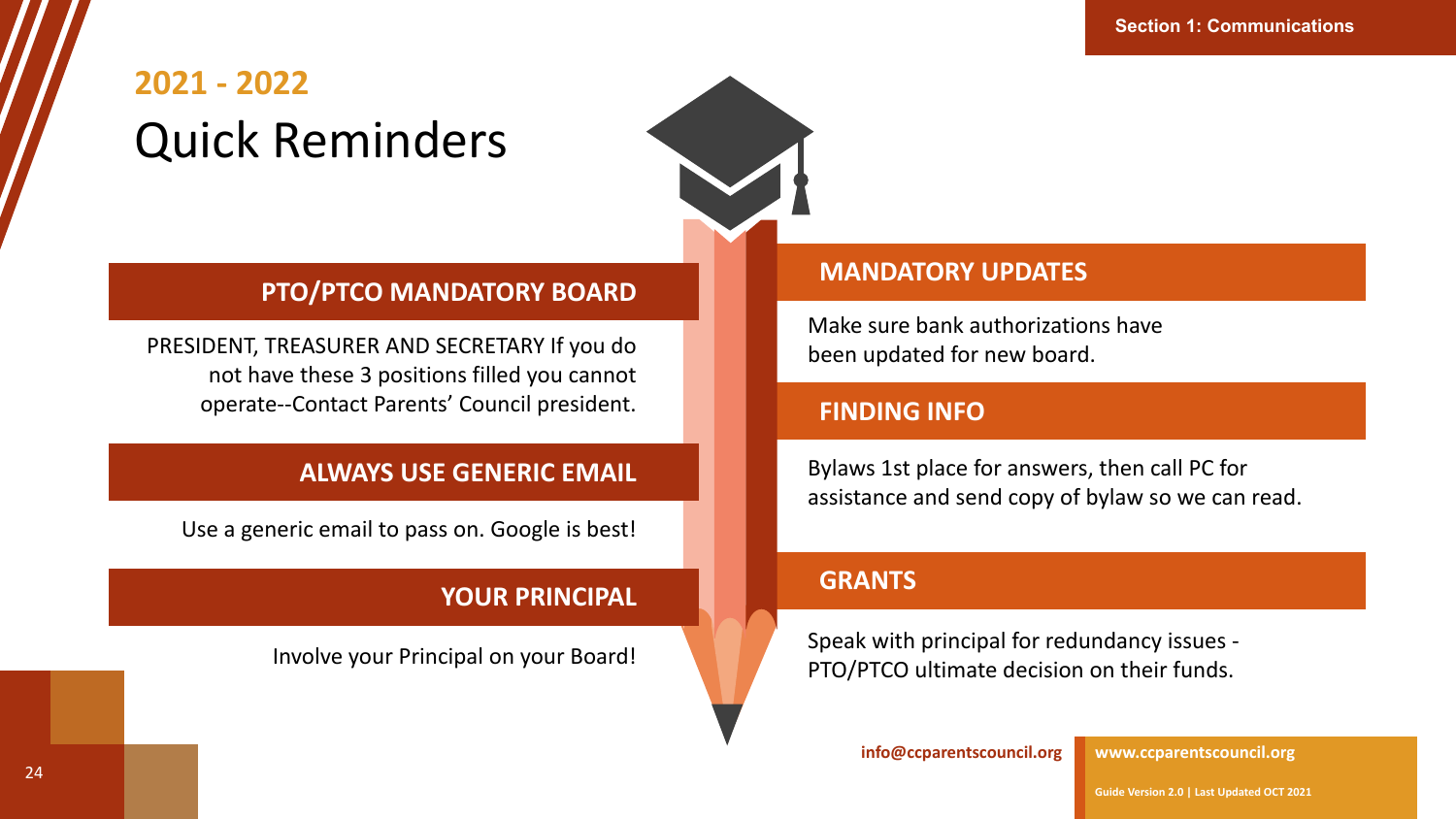## 2021 - 2022

# Quick Reminders

### PTO/PTCO MANDATORY BOARD

PRESIDENT, TREASURER AND SECRETARY If you do not have these 3 positions filled you cannot operate--Contact Parents' Council president.

### ALWAYS USE GENERIC EMAIL

Use a generic email to pass on. Google is best!

### YOUR PRINCIPAL

Involve your Principal on your Board!

### MANDATORY UPDATES

Make sure bank authorizations have been updated for new board.

### FINDING INFO

Bylaws 1st place for answers, then call PC for assistance and send copy of bylaw so we can read.

### GRANTS

Speak with principal for redundancy issues - PTO/PTCO ultimate decision on their funds.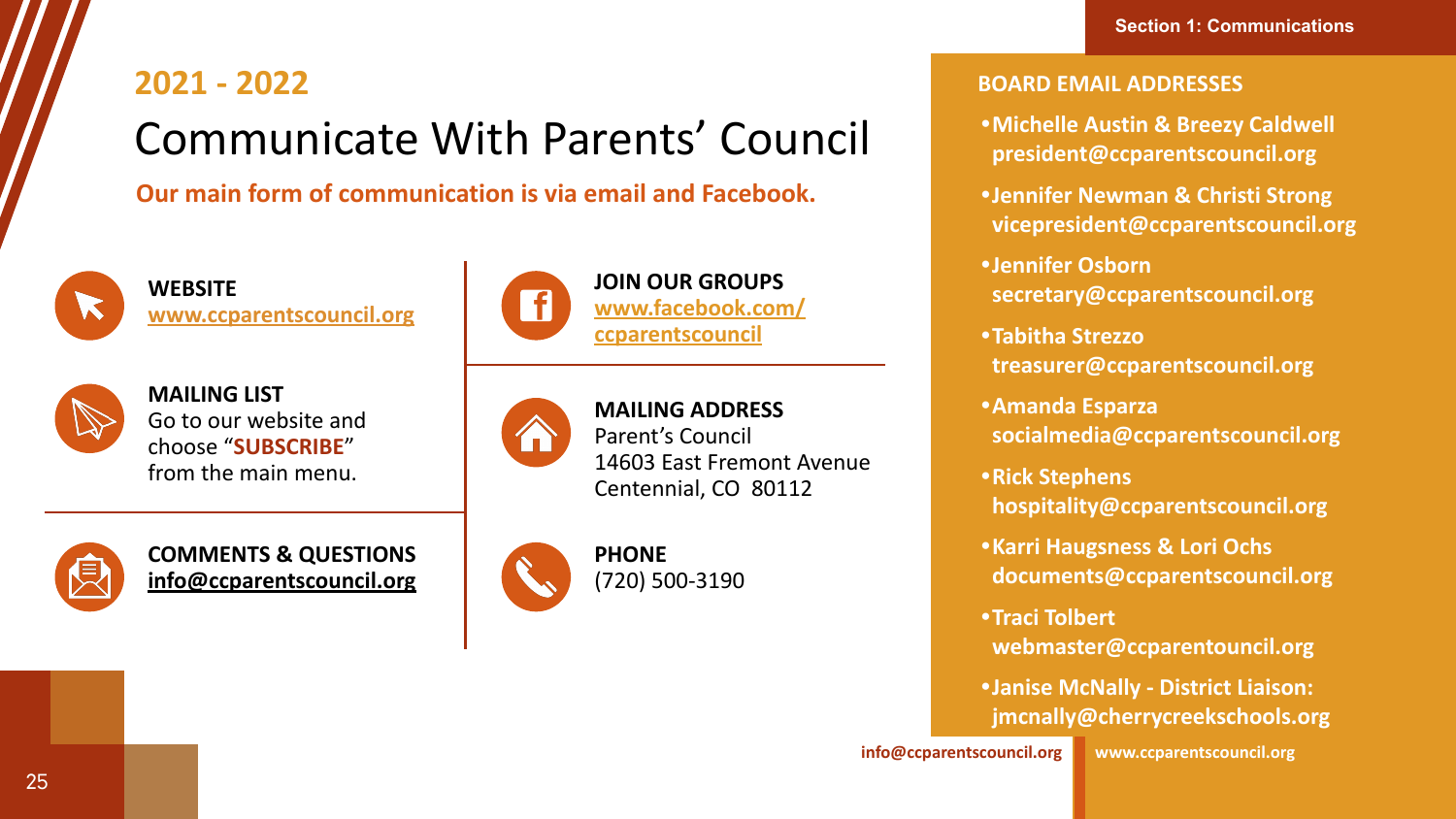## 2021 - 2022

# Communicate With Parents' Council

**Our main form of communication is via email and Facebook.**

**WEBSITE**
www.ccparentscouncil.org

**MAILING LIST**
Go to our website and choose "**SUBSCRIBE**" from the main menu.

**COMMENTS & QUESTIONS**
**info@ccparentscouncil.org**

**JOIN OUR GROUPS**
www.facebook.com/ccparentscouncil

**MAILING ADDRESS**
Parent's Council
14603 East Fremont Avenue
Centennial, CO 80112

**PHONE**
(720) 500-3190

### BOARD EMAIL ADDRESSES

- **Michelle Austin & Breezy Caldwell**
  **president@ccparentscouncil.org**
- **Jennifer Newman & Christi Strong**
  **vicepresident@ccparentscouncil.org**
- **Jennifer Osborn**
  **secretary@ccparentscouncil.org**
- **Tabitha Strezzo**
  **treasurer@ccparentscouncil.org**
- **Amanda Esparza**
  **socialmedia@ccparentscouncil.org**
- **Rick Stephens**
  **hospitality@ccparentscouncil.org**
- **Karri Haugsness & Lori Ochs**
  **documents@ccparentscouncil.org**
- **Traci Tolbert**
  **webmaster@ccparentouncil.org**
- **Janise McNally - District Liaison:**
  **jmcnally@cherrycreekschools.org**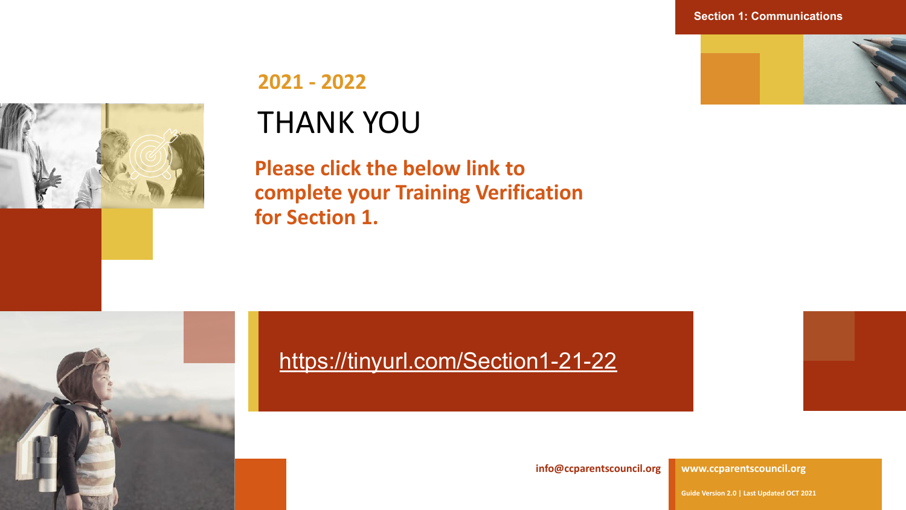## 2021 - 2022

# THANK YOU

**Please click the below link to complete your Training Verification for Section 1.**

https://tinyurl.com/Section1-21-22

info@ccparentscouncil.org

www.ccparentscouncil.org

Guide Version 2.0 | Last Updated OCT 2021